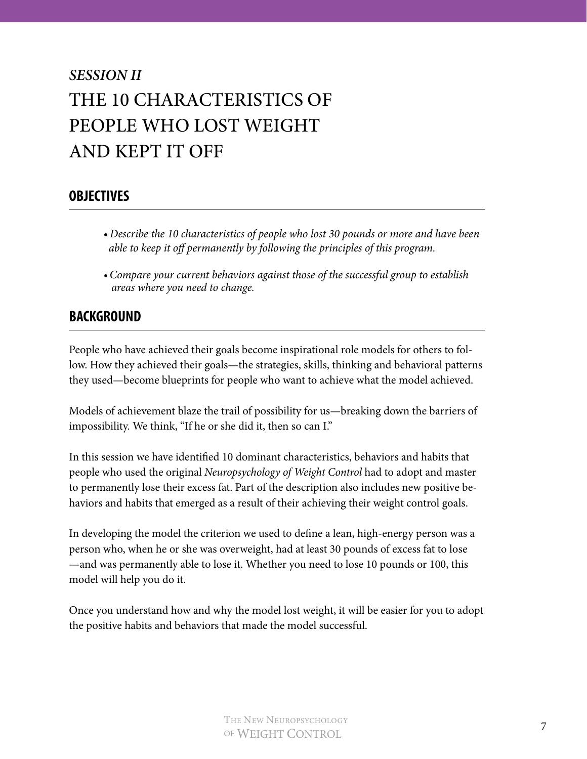# *SESSION II*
# THE 10 CHARACTERISTICS OF PEOPLE WHO LOST WEIGHT AND KEPT IT OFF

## OBJECTIVES

- *Describe the 10 characteristics of people who lost 30 pounds or more and have been able to keep it off permanently by following the principles of this program.*
- *Compare your current behaviors against those of the successful group to establish areas where you need to change.*

## BACKGROUND

People who have achieved their goals become inspirational role models for others to follow. How they achieved their goals—the strategies, skills, thinking and behavioral patterns they used—become blueprints for people who want to achieve what the model achieved.

Models of achievement blaze the trail of possibility for us—breaking down the barriers of impossibility. We think, "If he or she did it, then so can I."

In this session we have identified 10 dominant characteristics, behaviors and habits that people who used the original *Neuropsychology of Weight Control* had to adopt and master to permanently lose their excess fat. Part of the description also includes new positive behaviors and habits that emerged as a result of their achieving their weight control goals.

In developing the model the criterion we used to define a lean, high-energy person was a person who, when he or she was overweight, had at least 30 pounds of excess fat to lose —and was permanently able to lose it. Whether you need to lose 10 pounds or 100, this model will help you do it.

Once you understand how and why the model lost weight, it will be easier for you to adopt the positive habits and behaviors that made the model successful.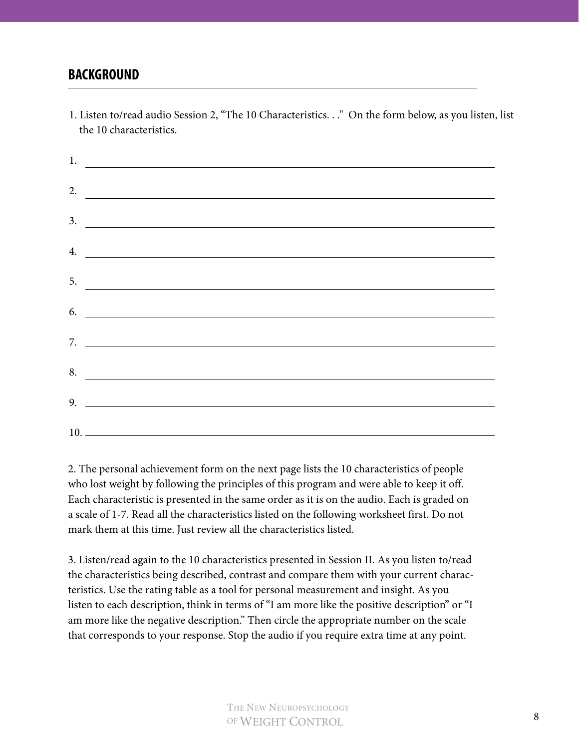## BACKGROUND

1. Listen to/read audio Session 2, "The 10 Characteristics. . ." On the form below, as you listen, list the 10 characteristics.

1. ______________________________

2. ______________________________

3. ______________________________

4. ______________________________

5. ______________________________

6. ______________________________

7. ______________________________

8. ______________________________

9. ______________________________

10. ______________________________

2. The personal achievement form on the next page lists the 10 characteristics of people who lost weight by following the principles of this program and were able to keep it off. Each characteristic is presented in the same order as it is on the audio. Each is graded on a scale of 1-7. Read all the characteristics listed on the following worksheet first. Do not mark them at this time. Just review all the characteristics listed.

3. Listen/read again to the 10 characteristics presented in Session II. As you listen to/read the characteristics being described, contrast and compare them with your current characteristics. Use the rating table as a tool for personal measurement and insight. As you listen to each description, think in terms of "I am more like the positive description" or "I am more like the negative description." Then circle the appropriate number on the scale that corresponds to your response. Stop the audio if you require extra time at any point.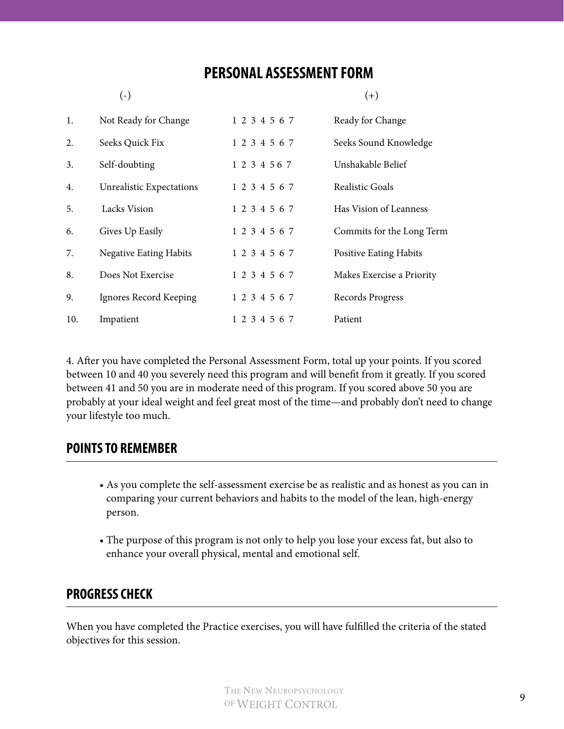## PERSONAL ASSESSMENT FORM

| | (-) | | (+) |
|---|---|---|---|
| 1. | Not Ready for Change | 1 2 3 4 5 6 7 | Ready for Change |
| 2. | Seeks Quick Fix | 1 2 3 4 5 6 7 | Seeks Sound Knowledge |
| 3. | Self-doubting | 1 2 3 4 5 6 7 | Unshakable Belief |
| 4. | Unrealistic Expectations | 1 2 3 4 5 6 7 | Realistic Goals |
| 5. | Lacks Vision | 1 2 3 4 5 6 7 | Has Vision of Leanness |
| 6. | Gives Up Easily | 1 2 3 4 5 6 7 | Commits for the Long Term |
| 7. | Negative Eating Habits | 1 2 3 4 5 6 7 | Positive Eating Habits |
| 8. | Does Not Exercise | 1 2 3 4 5 6 7 | Makes Exercise a Priority |
| 9. | Ignores Record Keeping | 1 2 3 4 5 6 7 | Records Progress |
| 10. | Impatient | 1 2 3 4 5 6 7 | Patient |

4. After you have completed the Personal Assessment Form, total up your points. If you scored between 10 and 40 you severely need this program and will benefit from it greatly. If you scored between 41 and 50 you are in moderate need of this program. If you scored above 50 you are probably at your ideal weight and feel great most of the time—and probably don't need to change your lifestyle too much.

## POINTS TO REMEMBER

- As you complete the self-assessment exercise be as realistic and as honest as you can in comparing your current behaviors and habits to the model of the lean, high-energy person.
- The purpose of this program is not only to help you lose your excess fat, but also to enhance your overall physical, mental and emotional self.

## PROGRESS CHECK

When you have completed the Practice exercises, you will have fulfilled the criteria of the stated objectives for this session.